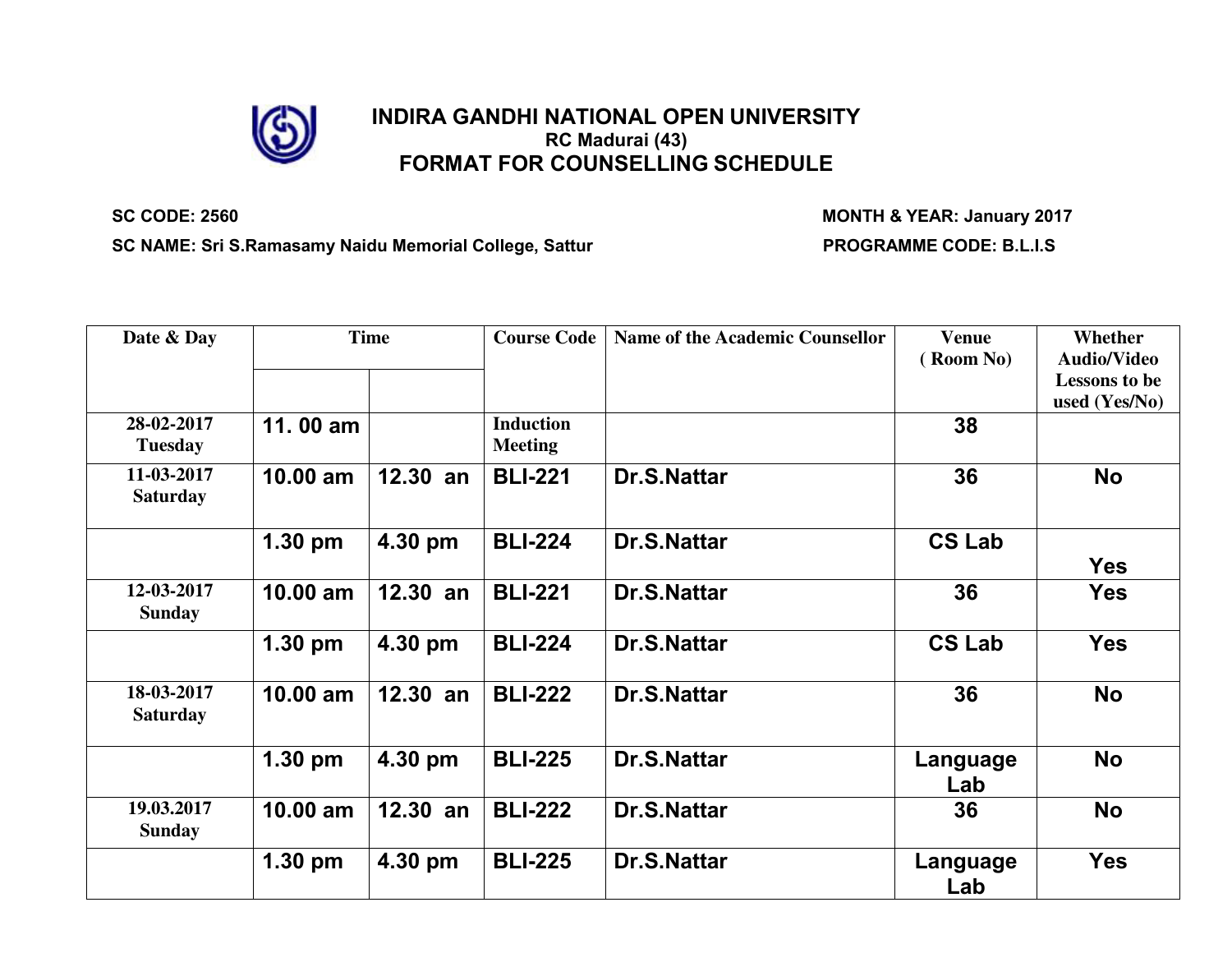# INDIRA GANDHI NATIONAL OPEN UNIVERSITY

### RC Madurai (43)

## FORMAT FOR COUNSELLING SCHEDULE

**SC CODE: 2560** **MONTH & YEAR: January 2017**

**SC NAME: Sri S.Ramasamy Naidu Memorial College, Sattur** **PROGRAMME CODE: B.L.I.S**

| Date & Day | Time | | Course Code | Name of the Academic Counsellor | Venue ( Room No) | Whether Audio/Video Lessons to be used (Yes/No) |
|---|---|---|---|---|---|---|
| | | | | | | |
| 28-02-2017 Tuesday | 11. 00 am | | Induction Meeting | | 38 | |
| 11-03-2017 Saturday | 10.00 am | 12.30 an | BLI-221 | Dr.S.Nattar | 36 | No |
| | 1.30 pm | 4.30 pm | BLI-224 | Dr.S.Nattar | CS Lab | Yes |
| 12-03-2017 Sunday | 10.00 am | 12.30 an | BLI-221 | Dr.S.Nattar | 36 | Yes |
| | 1.30 pm | 4.30 pm | BLI-224 | Dr.S.Nattar | CS Lab | Yes |
| 18-03-2017 Saturday | 10.00 am | 12.30 an | BLI-222 | Dr.S.Nattar | 36 | No |
| | 1.30 pm | 4.30 pm | BLI-225 | Dr.S.Nattar | Language Lab | No |
| 19.03.2017 Sunday | 10.00 am | 12.30 an | BLI-222 | Dr.S.Nattar | 36 | No |
| | 1.30 pm | 4.30 pm | BLI-225 | Dr.S.Nattar | Language Lab | Yes |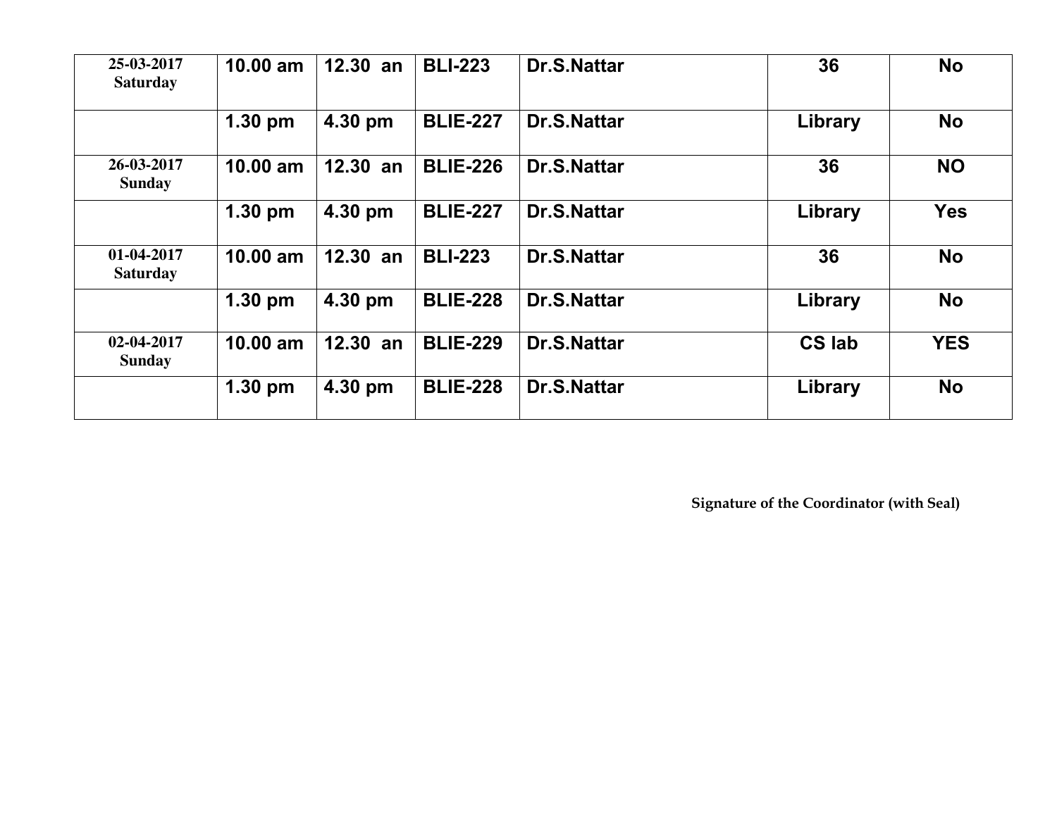| | | | | | | |
|---|---|---|---|---|---|---|
| **25-03-2017 Saturday** | **10.00 am** | **12.30 an** | **BLI-223** | **Dr.S.Nattar** | **36** | **No** |
| | **1.30 pm** | **4.30 pm** | **BLIE-227** | **Dr.S.Nattar** | **Library** | **No** |
| **26-03-2017 Sunday** | **10.00 am** | **12.30 an** | **BLIE-226** | **Dr.S.Nattar** | **36** | **NO** |
| | **1.30 pm** | **4.30 pm** | **BLIE-227** | **Dr.S.Nattar** | **Library** | **Yes** |
| **01-04-2017 Saturday** | **10.00 am** | **12.30 an** | **BLI-223** | **Dr.S.Nattar** | **36** | **No** |
| | **1.30 pm** | **4.30 pm** | **BLIE-228** | **Dr.S.Nattar** | **Library** | **No** |
| **02-04-2017 Sunday** | **10.00 am** | **12.30 an** | **BLIE-229** | **Dr.S.Nattar** | **CS lab** | **YES** |
| | **1.30 pm** | **4.30 pm** | **BLIE-228** | **Dr.S.Nattar** | **Library** | **No** |

**Signature of the Coordinator (with Seal)**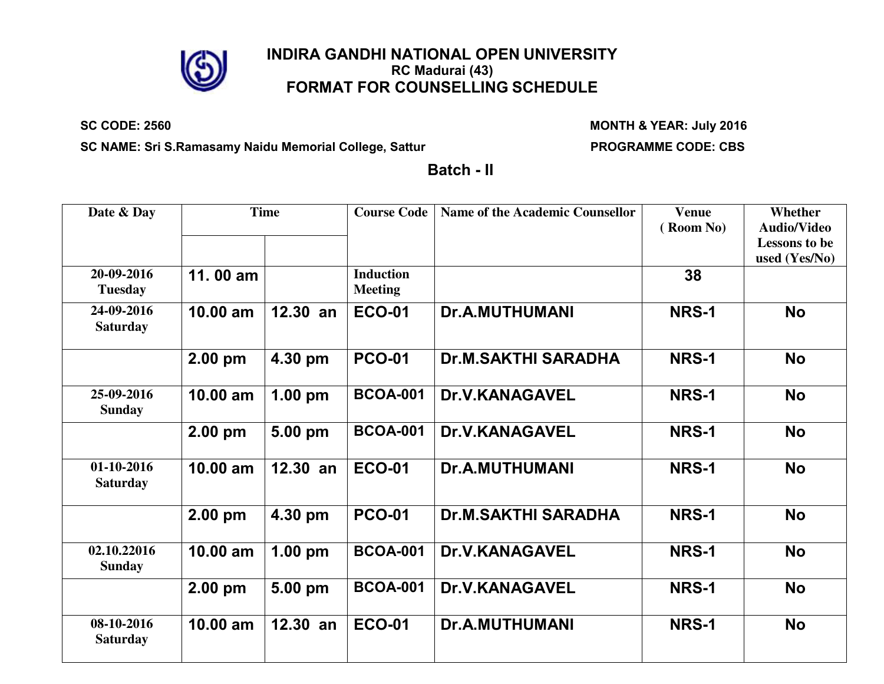# INDIRA GANDHI NATIONAL OPEN UNIVERSITY

**RC Madurai (43)**

## FORMAT FOR COUNSELLING SCHEDULE

**SC CODE: 2560** **MONTH & YEAR: July 2016**

**SC NAME: Sri S.Ramasamy Naidu Memorial College, Sattur** **PROGRAMME CODE: CBS**

### Batch - II

| Date & Day | Time | | Course Code | Name of the Academic Counsellor | Venue ( Room No) | Whether Audio/Video Lessons to be used (Yes/No) |
|---|---|---|---|---|---|---|
| 20-09-2016 Tuesday | 11. 00 am | | Induction Meeting | | 38 | |
| 24-09-2016 Saturday | 10.00 am | 12.30 an | ECO-01 | Dr.A.MUTHUMANI | NRS-1 | No |
| | 2.00 pm | 4.30 pm | PCO-01 | Dr.M.SAKTHI SARADHA | NRS-1 | No |
| 25-09-2016 Sunday | 10.00 am | 1.00 pm | BCOA-001 | Dr.V.KANAGAVEL | NRS-1 | No |
| | 2.00 pm | 5.00 pm | BCOA-001 | Dr.V.KANAGAVEL | NRS-1 | No |
| 01-10-2016 Saturday | 10.00 am | 12.30 an | ECO-01 | Dr.A.MUTHUMANI | NRS-1 | No |
| | 2.00 pm | 4.30 pm | PCO-01 | Dr.M.SAKTHI SARADHA | NRS-1 | No |
| 02.10.22016 Sunday | 10.00 am | 1.00 pm | BCOA-001 | Dr.V.KANAGAVEL | NRS-1 | No |
| | 2.00 pm | 5.00 pm | BCOA-001 | Dr.V.KANAGAVEL | NRS-1 | No |
| 08-10-2016 Saturday | 10.00 am | 12.30 an | ECO-01 | Dr.A.MUTHUMANI | NRS-1 | No |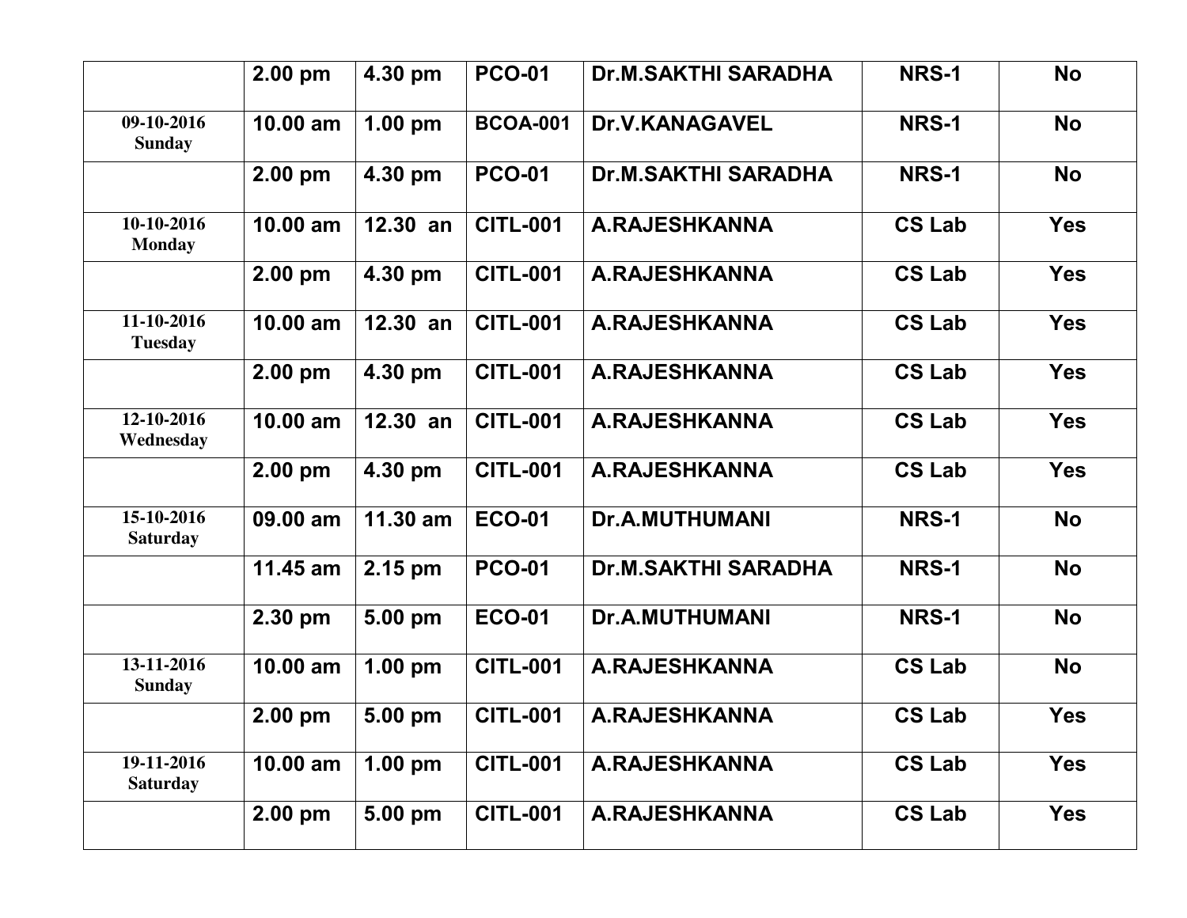|  |  |  |  |  |  |  |
|---|---|---|---|---|---|---|
|  | **2.00 pm** | **4.30 pm** | **PCO-01** | **Dr.M.SAKTHI SARADHA** | **NRS-1** | **No** |
| **09-10-2016 Sunday** | **10.00 am** | **1.00 pm** | **BCOA-001** | **Dr.V.KANAGAVEL** | **NRS-1** | **No** |
|  | **2.00 pm** | **4.30 pm** | **PCO-01** | **Dr.M.SAKTHI SARADHA** | **NRS-1** | **No** |
| **10-10-2016 Monday** | **10.00 am** | **12.30 an** | **CITL-001** | **A.RAJESHKANNA** | **CS Lab** | **Yes** |
|  | **2.00 pm** | **4.30 pm** | **CITL-001** | **A.RAJESHKANNA** | **CS Lab** | **Yes** |
| **11-10-2016 Tuesday** | **10.00 am** | **12.30 an** | **CITL-001** | **A.RAJESHKANNA** | **CS Lab** | **Yes** |
|  | **2.00 pm** | **4.30 pm** | **CITL-001** | **A.RAJESHKANNA** | **CS Lab** | **Yes** |
| **12-10-2016 Wednesday** | **10.00 am** | **12.30 an** | **CITL-001** | **A.RAJESHKANNA** | **CS Lab** | **Yes** |
|  | **2.00 pm** | **4.30 pm** | **CITL-001** | **A.RAJESHKANNA** | **CS Lab** | **Yes** |
| **15-10-2016 Saturday** | **09.00 am** | **11.30 am** | **ECO-01** | **Dr.A.MUTHUMANI** | **NRS-1** | **No** |
|  | **11.45 am** | **2.15 pm** | **PCO-01** | **Dr.M.SAKTHI SARADHA** | **NRS-1** | **No** |
|  | **2.30 pm** | **5.00 pm** | **ECO-01** | **Dr.A.MUTHUMANI** | **NRS-1** | **No** |
| **13-11-2016 Sunday** | **10.00 am** | **1.00 pm** | **CITL-001** | **A.RAJESHKANNA** | **CS Lab** | **No** |
|  | **2.00 pm** | **5.00 pm** | **CITL-001** | **A.RAJESHKANNA** | **CS Lab** | **Yes** |
| **19-11-2016 Saturday** | **10.00 am** | **1.00 pm** | **CITL-001** | **A.RAJESHKANNA** | **CS Lab** | **Yes** |
|  | **2.00 pm** | **5.00 pm** | **CITL-001** | **A.RAJESHKANNA** | **CS Lab** | **Yes** |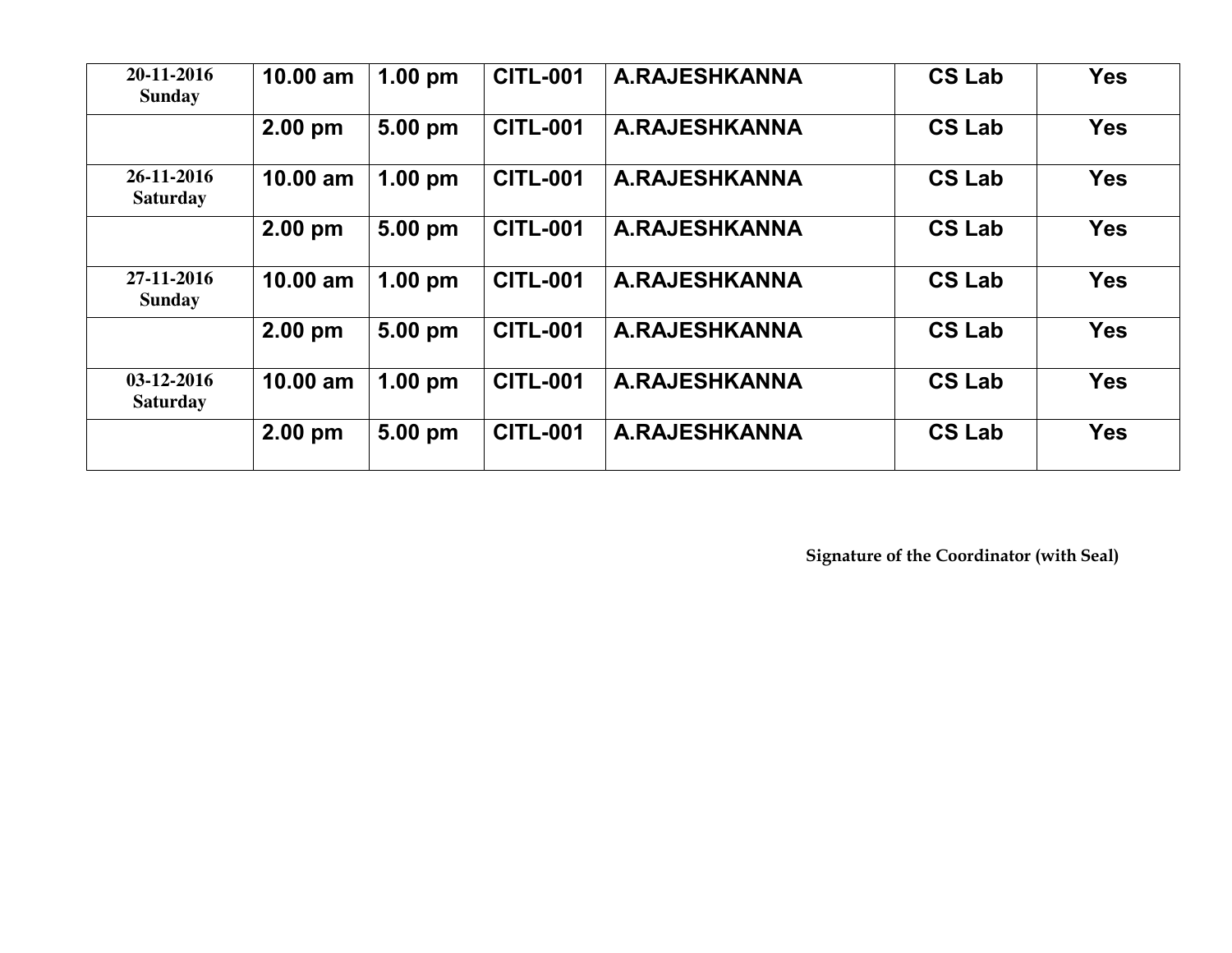| | | | | | | |
|---|---|---|---|---|---|---|
| **20-11-2016 Sunday** | **10.00 am** | **1.00 pm** | **CITL-001** | **A.RAJESHKANNA** | **CS Lab** | **Yes** |
| | **2.00 pm** | **5.00 pm** | **CITL-001** | **A.RAJESHKANNA** | **CS Lab** | **Yes** |
| **26-11-2016 Saturday** | **10.00 am** | **1.00 pm** | **CITL-001** | **A.RAJESHKANNA** | **CS Lab** | **Yes** |
| | **2.00 pm** | **5.00 pm** | **CITL-001** | **A.RAJESHKANNA** | **CS Lab** | **Yes** |
| **27-11-2016 Sunday** | **10.00 am** | **1.00 pm** | **CITL-001** | **A.RAJESHKANNA** | **CS Lab** | **Yes** |
| | **2.00 pm** | **5.00 pm** | **CITL-001** | **A.RAJESHKANNA** | **CS Lab** | **Yes** |
| **03-12-2016 Saturday** | **10.00 am** | **1.00 pm** | **CITL-001** | **A.RAJESHKANNA** | **CS Lab** | **Yes** |
| | **2.00 pm** | **5.00 pm** | **CITL-001** | **A.RAJESHKANNA** | **CS Lab** | **Yes** |

**Signature of the Coordinator (with Seal)**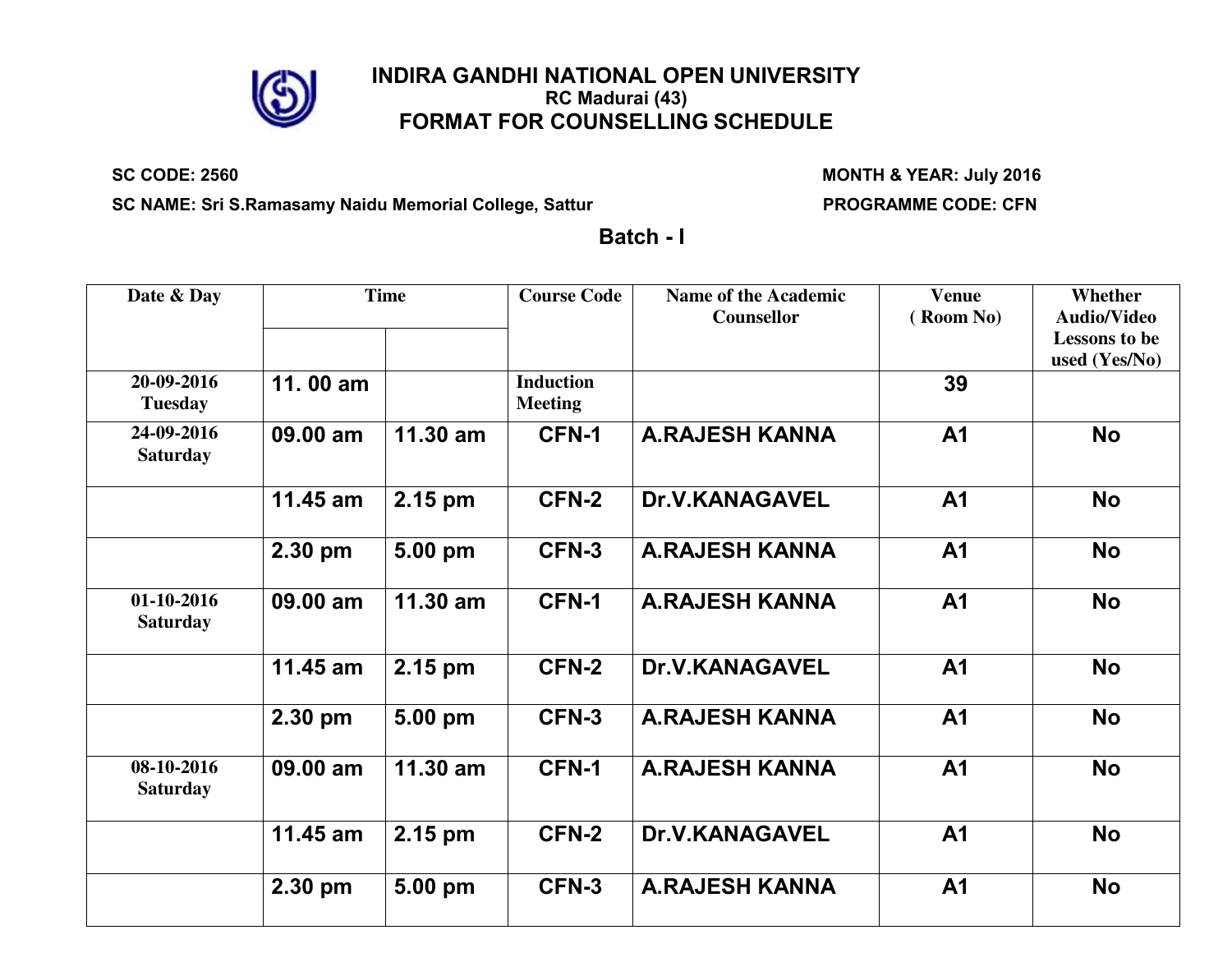# INDIRA GANDHI NATIONAL OPEN UNIVERSITY

**RC Madurai (43)**

## FORMAT FOR COUNSELLING SCHEDULE

**SC CODE: 2560** | **MONTH & YEAR: July 2016**

**SC NAME: Sri S.Ramasamy Naidu Memorial College, Sattur** | **PROGRAMME CODE: CFN**

### Batch - I

| Date & Day | Time | | Course Code | Name of the Academic Counsellor | Venue ( Room No) | Whether Audio/Video Lessons to be used (Yes/No) |
|---|---|---|---|---|---|---|
| 20-09-2016 Tuesday | 11. 00 am | | Induction Meeting | | 39 | |
| 24-09-2016 Saturday | 09.00 am | 11.30 am | CFN-1 | A.RAJESH KANNA | A1 | No |
| | 11.45 am | 2.15 pm | CFN-2 | Dr.V.KANAGAVEL | A1 | No |
| | 2.30 pm | 5.00 pm | CFN-3 | A.RAJESH KANNA | A1 | No |
| 01-10-2016 Saturday | 09.00 am | 11.30 am | CFN-1 | A.RAJESH KANNA | A1 | No |
| | 11.45 am | 2.15 pm | CFN-2 | Dr.V.KANAGAVEL | A1 | No |
| | 2.30 pm | 5.00 pm | CFN-3 | A.RAJESH KANNA | A1 | No |
| 08-10-2016 Saturday | 09.00 am | 11.30 am | CFN-1 | A.RAJESH KANNA | A1 | No |
| | 11.45 am | 2.15 pm | CFN-2 | Dr.V.KANAGAVEL | A1 | No |
| | 2.30 pm | 5.00 pm | CFN-3 | A.RAJESH KANNA | A1 | No |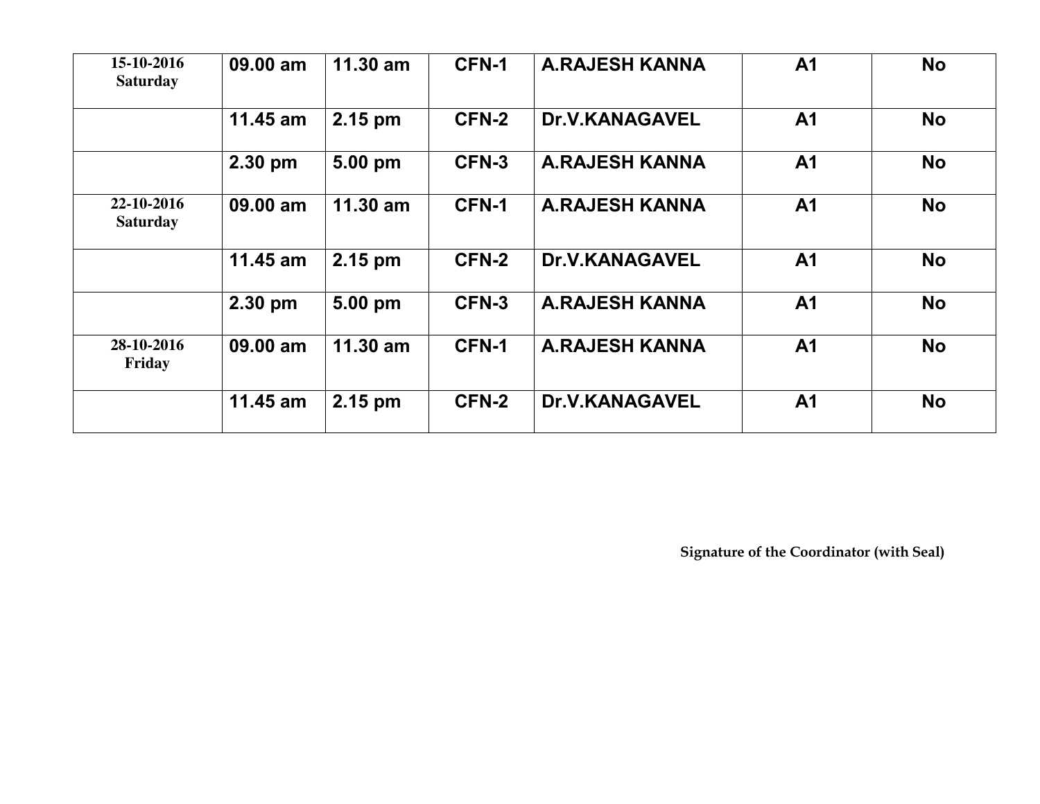| | | | | | | |
|---|---|---|---|---|---|---|
| **15-10-2016 Saturday** | **09.00 am** | **11.30 am** | **CFN-1** | **A.RAJESH KANNA** | **A1** | **No** |
| | **11.45 am** | **2.15 pm** | **CFN-2** | **Dr.V.KANAGAVEL** | **A1** | **No** |
| | **2.30 pm** | **5.00 pm** | **CFN-3** | **A.RAJESH KANNA** | **A1** | **No** |
| **22-10-2016 Saturday** | **09.00 am** | **11.30 am** | **CFN-1** | **A.RAJESH KANNA** | **A1** | **No** |
| | **11.45 am** | **2.15 pm** | **CFN-2** | **Dr.V.KANAGAVEL** | **A1** | **No** |
| | **2.30 pm** | **5.00 pm** | **CFN-3** | **A.RAJESH KANNA** | **A1** | **No** |
| **28-10-2016 Friday** | **09.00 am** | **11.30 am** | **CFN-1** | **A.RAJESH KANNA** | **A1** | **No** |
| | **11.45 am** | **2.15 pm** | **CFN-2** | **Dr.V.KANAGAVEL** | **A1** | **No** |

**Signature of the Coordinator (with Seal)**